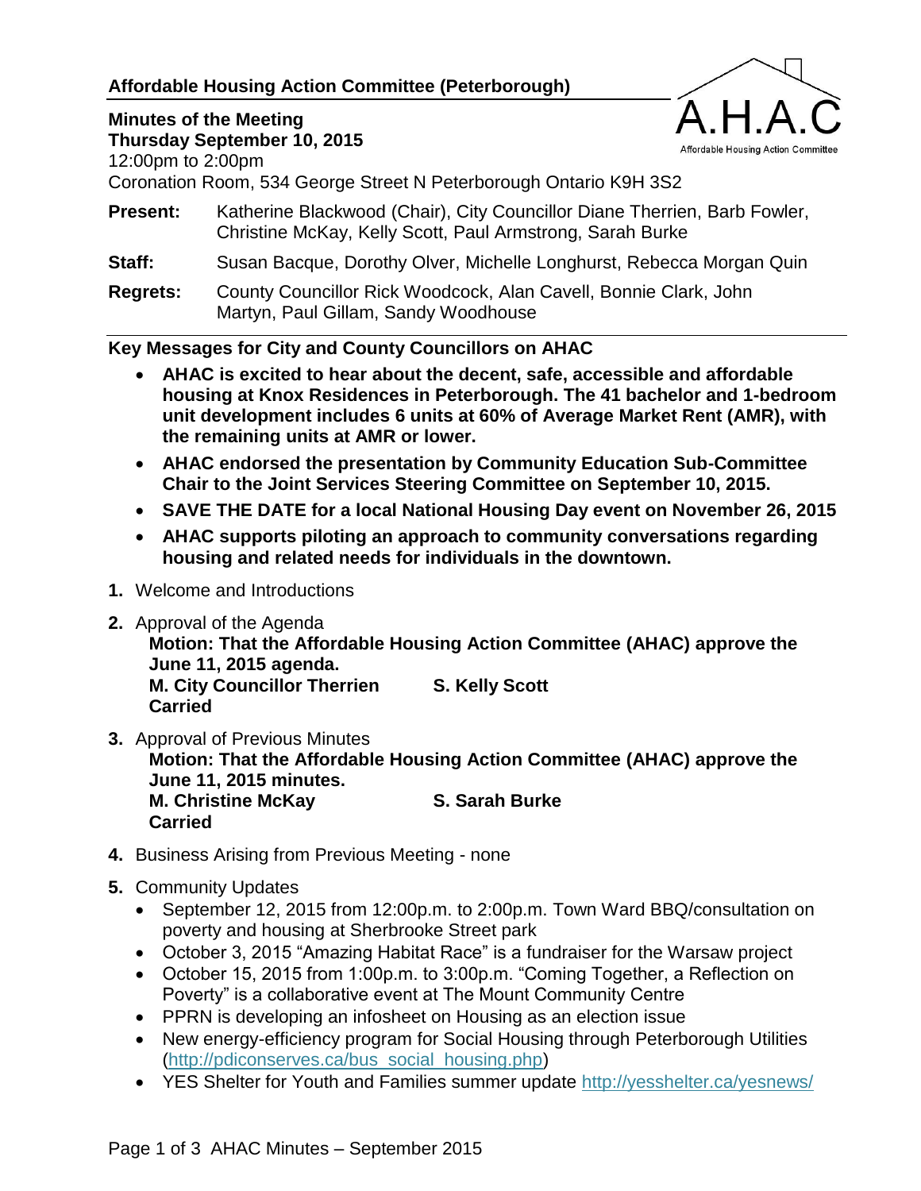**Affordable Housing Action Committee (Peterborough)**

A.H.A.C
Affordable Housing Action Committee

**Minutes of the Meeting**
**Thursday September 10, 2015**
12:00pm to 2:00pm
Coronation Room, 534 George Street N Peterborough Ontario K9H 3S2

**Present:** Katherine Blackwood (Chair), City Councillor Diane Therrien, Barb Fowler, Christine McKay, Kelly Scott, Paul Armstrong, Sarah Burke

**Staff:** Susan Bacque, Dorothy Olver, Michelle Longhurst, Rebecca Morgan Quin

**Regrets:** County Councillor Rick Woodcock, Alan Cavell, Bonnie Clark, John Martyn, Paul Gillam, Sandy Woodhouse

**Key Messages for City and County Councillors on AHAC**

- **AHAC is excited to hear about the decent, safe, accessible and affordable housing at Knox Residences in Peterborough. The 41 bachelor and 1-bedroom unit development includes 6 units at 60% of Average Market Rent (AMR), with the remaining units at AMR or lower.**
- **AHAC endorsed the presentation by Community Education Sub-Committee Chair to the Joint Services Steering Committee on September 10, 2015.**
- **SAVE THE DATE for a local National Housing Day event on November 26, 2015**
- **AHAC supports piloting an approach to community conversations regarding housing and related needs for individuals in the downtown.**

1. Welcome and Introductions

2. Approval of the Agenda
   **Motion: That the Affordable Housing Action Committee (AHAC) approve the June 11, 2015 agenda.**
   **M. City Councillor Therrien S. Kelly Scott**
   **Carried**

3. Approval of Previous Minutes
   **Motion: That the Affordable Housing Action Committee (AHAC) approve the June 11, 2015 minutes.**
   **M. Christine McKay S. Sarah Burke**
   **Carried**

4. Business Arising from Previous Meeting - none

5. Community Updates
   - September 12, 2015 from 12:00p.m. to 2:00p.m. Town Ward BBQ/consultation on poverty and housing at Sherbrooke Street park
   - October 3, 2015 “Amazing Habitat Race” is a fundraiser for the Warsaw project
   - October 15, 2015 from 1:00p.m. to 3:00p.m. “Coming Together, a Reflection on Poverty” is a collaborative event at The Mount Community Centre
   - PPRN is developing an infosheet on Housing as an election issue
   - New energy-efficiency program for Social Housing through Peterborough Utilities (http://pdiconserves.ca/bus_social_housing.php)
   - YES Shelter for Youth and Families summer update http://yesshelter.ca/yesnews/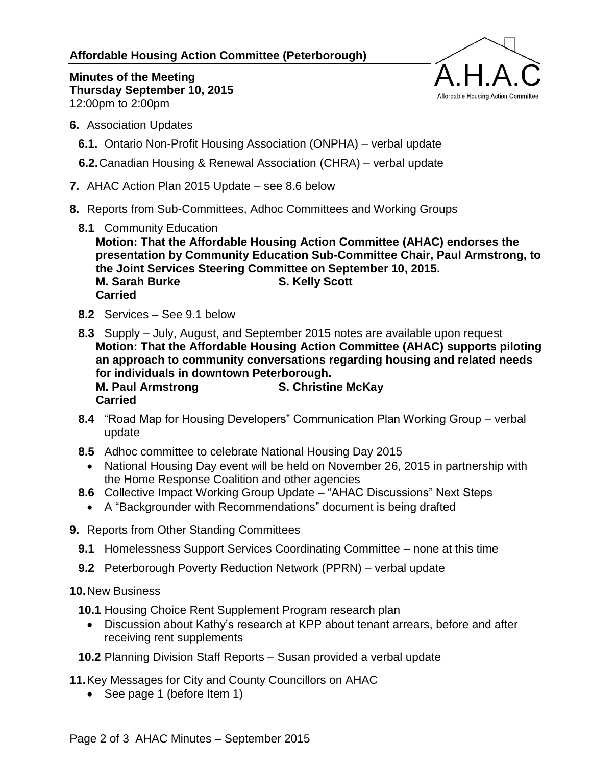**Affordable Housing Action Committee (Peterborough)**

**Minutes of the Meeting**
**Thursday September 10, 2015**
12:00pm to 2:00pm

**6.** Association Updates

**6.1.** Ontario Non-Profit Housing Association (ONPHA) – verbal update

**6.2.** Canadian Housing & Renewal Association (CHRA) – verbal update

**7.** AHAC Action Plan 2015 Update – see 8.6 below

**8.** Reports from Sub-Committees, Adhoc Committees and Working Groups

**8.1** Community Education
**Motion: That the Affordable Housing Action Committee (AHAC) endorses the presentation by Community Education Sub-Committee Chair, Paul Armstrong, to the Joint Services Steering Committee on September 10, 2015.**
**M. Sarah Burke** **S. Kelly Scott**
**Carried**

**8.2** Services – See 9.1 below

**8.3** Supply – July, August, and September 2015 notes are available upon request
**Motion: That the Affordable Housing Action Committee (AHAC) supports piloting an approach to community conversations regarding housing and related needs for individuals in downtown Peterborough.**
**M. Paul Armstrong** **S. Christine McKay**
**Carried**

**8.4** "Road Map for Housing Developers" Communication Plan Working Group – verbal update

**8.5** Adhoc committee to celebrate National Housing Day 2015

- National Housing Day event will be held on November 26, 2015 in partnership with the Home Response Coalition and other agencies

**8.6** Collective Impact Working Group Update – "AHAC Discussions" Next Steps

- A "Backgrounder with Recommendations" document is being drafted

**9.** Reports from Other Standing Committees

**9.1** Homelessness Support Services Coordinating Committee – none at this time

**9.2** Peterborough Poverty Reduction Network (PPRN) – verbal update

**10.** New Business

**10.1** Housing Choice Rent Supplement Program research plan

- Discussion about Kathy's research at KPP about tenant arrears, before and after receiving rent supplements

**10.2** Planning Division Staff Reports – Susan provided a verbal update

**11.** Key Messages for City and County Councillors on AHAC

- See page 1 (before Item 1)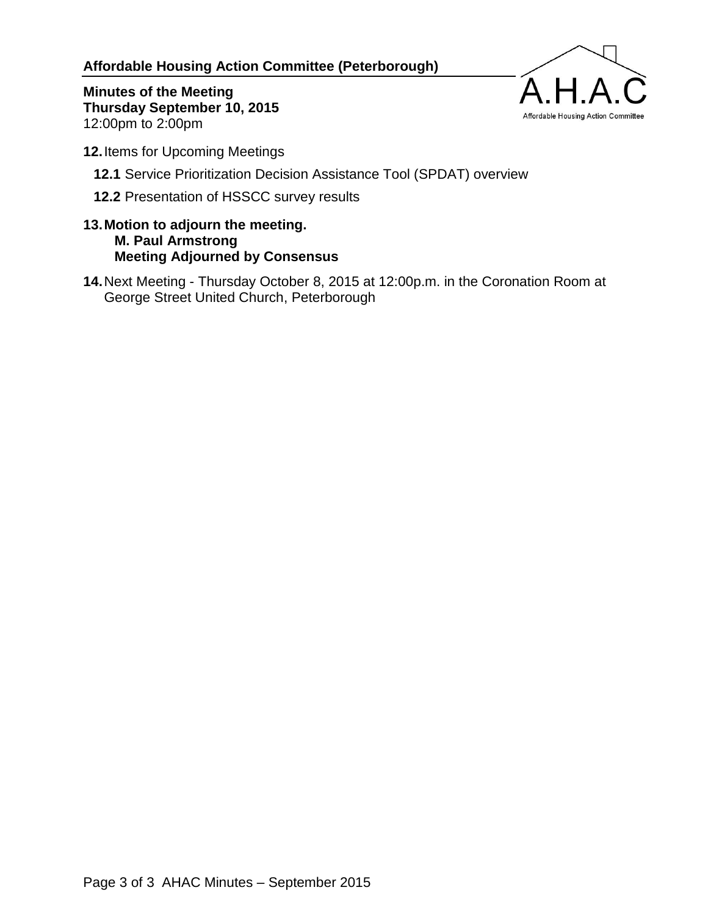**Affordable Housing Action Committee (Peterborough)**

**Minutes of the Meeting**
**Thursday September 10, 2015**
12:00pm to 2:00pm

**12.** Items for Upcoming Meetings

- **12.1** Service Prioritization Decision Assistance Tool (SPDAT) overview
- **12.2** Presentation of HSSCC survey results

**13. Motion to adjourn the meeting.**
**M. Paul Armstrong**
**Meeting Adjourned by Consensus**

**14.** Next Meeting - Thursday October 8, 2015 at 12:00p.m. in the Coronation Room at George Street United Church, Peterborough